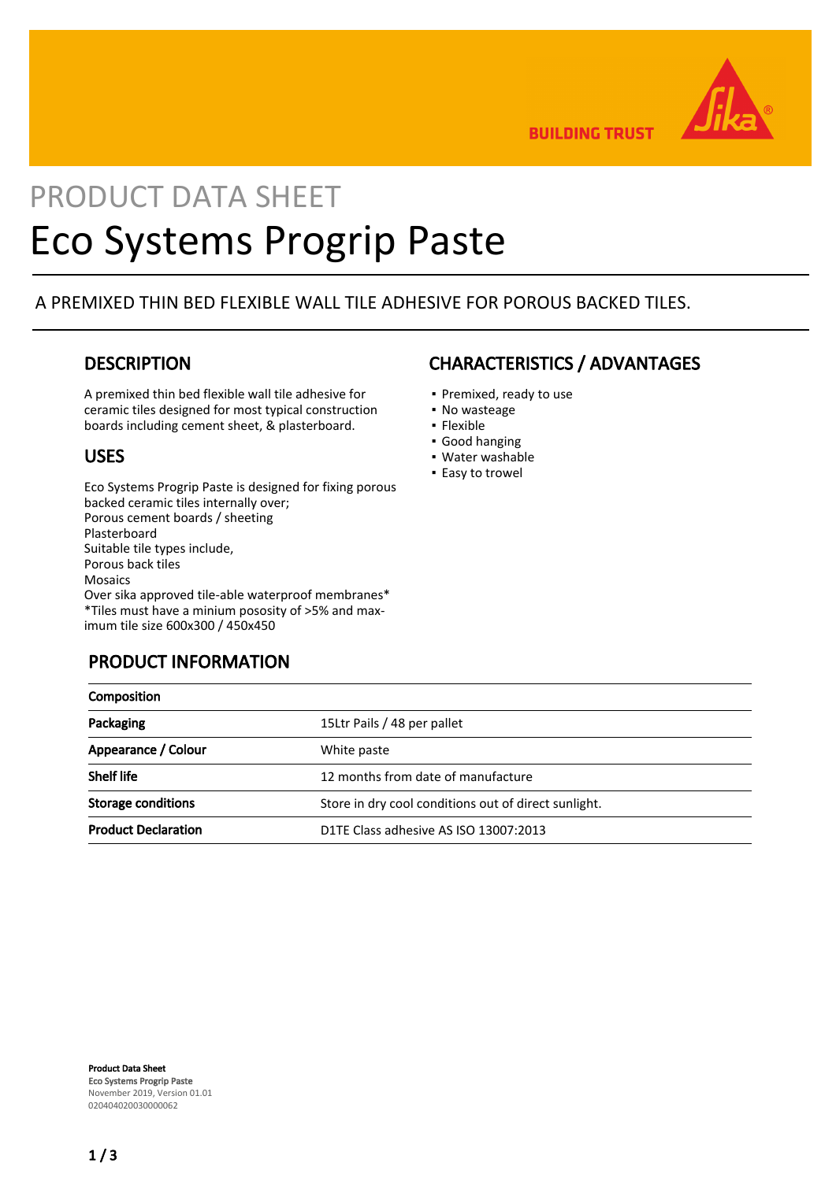PRODUCT DATA SHEET

# Eco Systems Progrip Paste

A PREMIXED THIN BED FLEXIBLE WALL TILE ADHESIVE FOR POROUS BACKED TILES.

## DESCRIPTION

A premixed thin bed flexible wall tile adhesive for ceramic tiles designed for most typical construction boards including cement sheet, & plasterboard.

## USES

Eco Systems Progrip Paste is designed for fixing porous backed ceramic tiles internally over;
Porous cement boards / sheeting
Plasterboard
Suitable tile types include,
Porous back tiles
Mosaics
Over sika approved tile-able waterproof membranes*
*Tiles must have a minium pososity of >5% and maximum tile size 600x300 / 450x450

## CHARACTERISTICS / ADVANTAGES

- Premixed, ready to use
- No wasteage
- Flexible
- Good hanging
- Water washable
- Easy to trowel

## PRODUCT INFORMATION

| Composition | |
|---|---|
| **Packaging** | 15Ltr Pails / 48 per pallet |
| **Appearance / Colour** | White paste |
| **Shelf life** | 12 months from date of manufacture |
| **Storage conditions** | Store in dry cool conditions out of direct sunlight. |
| **Product Declaration** | D1TE Class adhesive AS ISO 13007:2013 |

**Product Data Sheet**
**Eco Systems Progrip Paste**
November 2019, Version 01.01
020404020030000062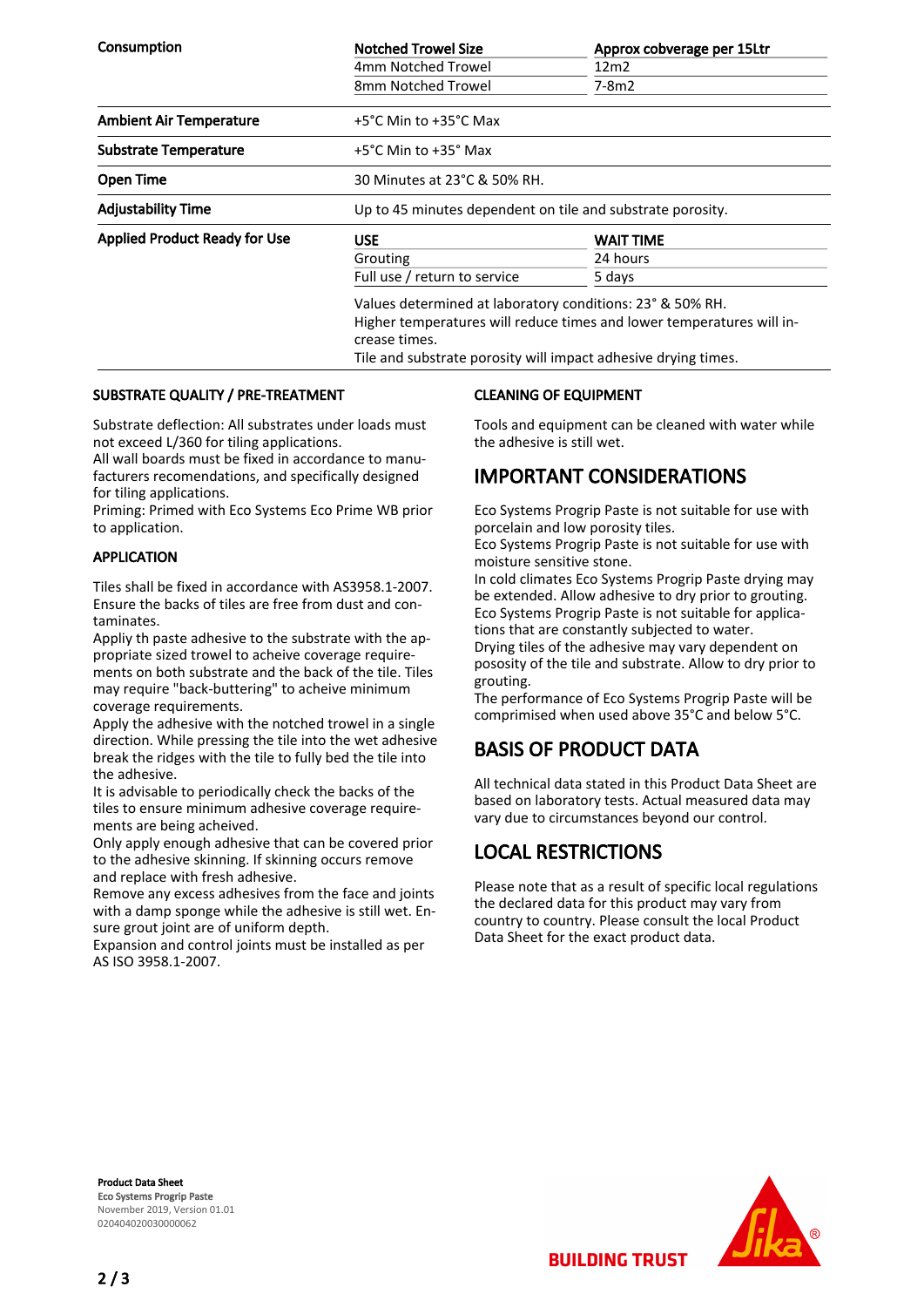| | | |
|---|---|---|
| **Consumption** | **Notched Trowel Size** | **Approx cobverage per 15Ltr** |
| | 4mm Notched Trowel | 12m2 |
| | 8mm Notched Trowel | 7-8m2 |
| **Ambient Air Temperature** | +5°C Min to +35°C Max | |
| **Substrate Temperature** | +5°C Min to +35° Max | |
| **Open Time** | 30 Minutes at 23°C & 50% RH. | |
| **Adjustability Time** | Up to 45 minutes dependent on tile and substrate porosity. | |
| **Applied Product Ready for Use** | **USE** | **WAIT TIME** |
| | Grouting | 24 hours |
| | Full use / return to service | 5 days |
| | Values determined at laboratory conditions: 23° & 50% RH. Higher temperatures will reduce times and lower temperatures will increase times. Tile and substrate porosity will impact adhesive drying times. | |

### SUBSTRATE QUALITY / PRE-TREATMENT

Substrate deflection: All substrates under loads must not exceed L/360 for tiling applications.
All wall boards must be fixed in accordance to manufacturers recomendations, and specifically designed for tiling applications.
Priming: Primed with Eco Systems Eco Prime WB prior to application.

### APPLICATION

Tiles shall be fixed in accordance with AS3958.1-2007. Ensure the backs of tiles are free from dust and contaminates.
Appliy th paste adhesive to the substrate with the appropriate sized trowel to acheive coverage requirements on both substrate and the back of the tile. Tiles may require "back-buttering" to acheive minimum coverage requirements.
Apply the adhesive with the notched trowel in a single direction. While pressing the tile into the wet adhesive break the ridges with the tile to fully bed the tile into the adhesive.
It is advisable to periodically check the backs of the tiles to ensure minimum adhesive coverage requirements are being acheived.
Only apply enough adhesive that can be covered prior to the adhesive skinning. If skinning occurs remove and replace with fresh adhesive.
Remove any excess adhesives from the face and joints with a damp sponge while the adhesive is still wet. Ensure grout joint are of uniform depth.
Expansion and control joints must be installed as per AS ISO 3958.1-2007.

### CLEANING OF EQUIPMENT

Tools and equipment can be cleaned with water while the adhesive is still wet.

## IMPORTANT CONSIDERATIONS

Eco Systems Progrip Paste is not suitable for use with porcelain and low porosity tiles.
Eco Systems Progrip Paste is not suitable for use with moisture sensitive stone.
In cold climates Eco Systems Progrip Paste drying may be extended. Allow adhesive to dry prior to grouting.
Eco Systems Progrip Paste is not suitable for applications that are constantly subjected to water.
Drying tiles of the adhesive may vary dependent on pososity of the tile and substrate. Allow to dry prior to grouting.
The performance of Eco Systems Progrip Paste will be comprimised when used above 35°C and below 5°C.

## BASIS OF PRODUCT DATA

All technical data stated in this Product Data Sheet are based on laboratory tests. Actual measured data may vary due to circumstances beyond our control.

## LOCAL RESTRICTIONS

Please note that as a result of specific local regulations the declared data for this product may vary from country to country. Please consult the local Product Data Sheet for the exact product data.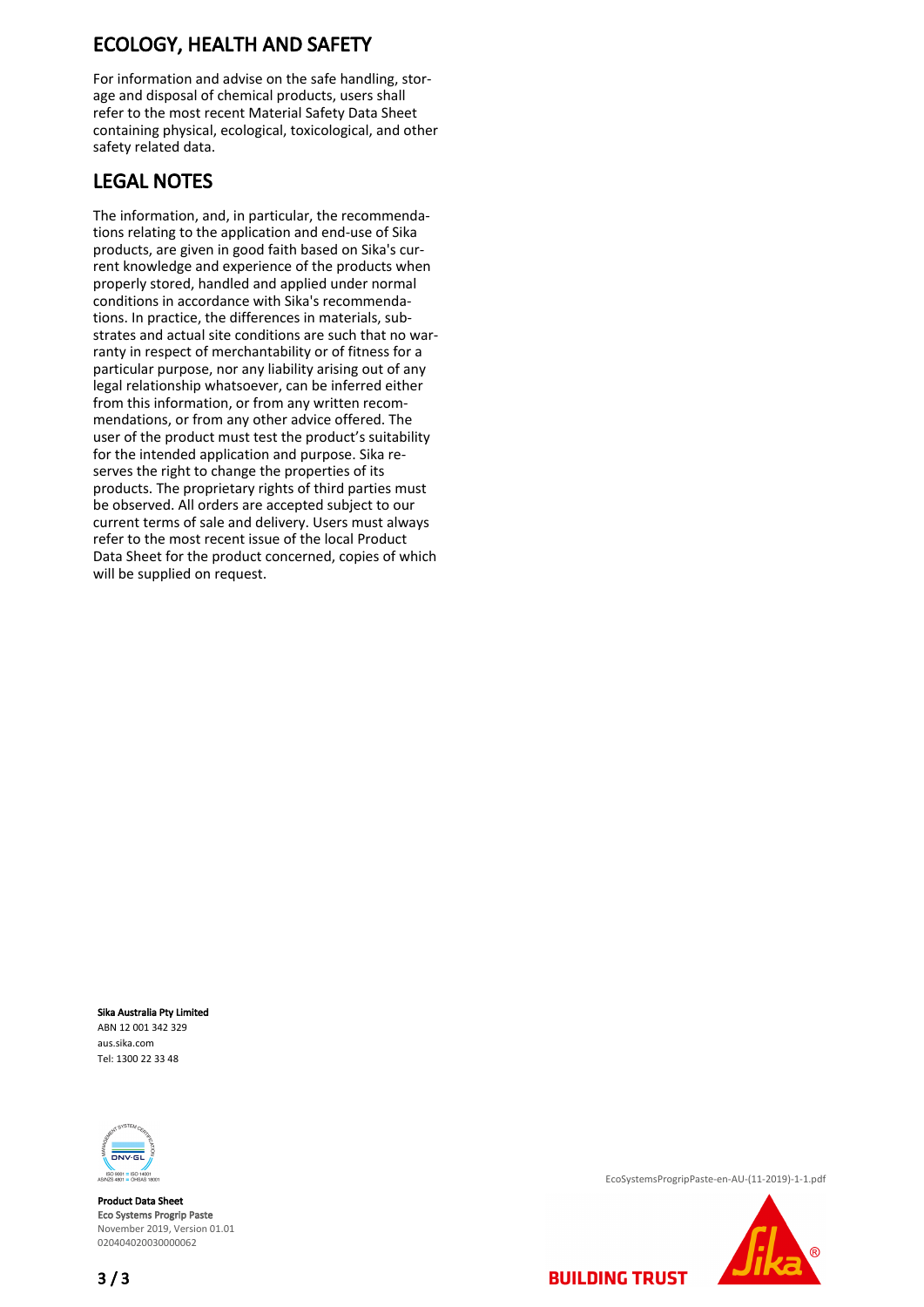## ECOLOGY, HEALTH AND SAFETY

For information and advise on the safe handling, storage and disposal of chemical products, users shall refer to the most recent Material Safety Data Sheet containing physical, ecological, toxicological, and other safety related data.

## LEGAL NOTES

The information, and, in particular, the recommendations relating to the application and end-use of Sika products, are given in good faith based on Sika's current knowledge and experience of the products when properly stored, handled and applied under normal conditions in accordance with Sika's recommendations. In practice, the differences in materials, substrates and actual site conditions are such that no warranty in respect of merchantability or of fitness for a particular purpose, nor any liability arising out of any legal relationship whatsoever, can be inferred either from this information, or from any written recommendations, or from any other advice offered. The user of the product must test the product's suitability for the intended application and purpose. Sika reserves the right to change the properties of its products. The proprietary rights of third parties must be observed. All orders are accepted subject to our current terms of sale and delivery. Users must always refer to the most recent issue of the local Product Data Sheet for the product concerned, copies of which will be supplied on request.

**Sika Australia Pty Limited**
ABN 12 001 342 329
aus.sika.com
Tel: 1300 22 33 48

**Product Data Sheet**
**Eco Systems Progrip Paste**
November 2019, Version 01.01
020404020030000062

EcoSystemsProgripPaste-en-AU-(11-2019)-1-1.pdf